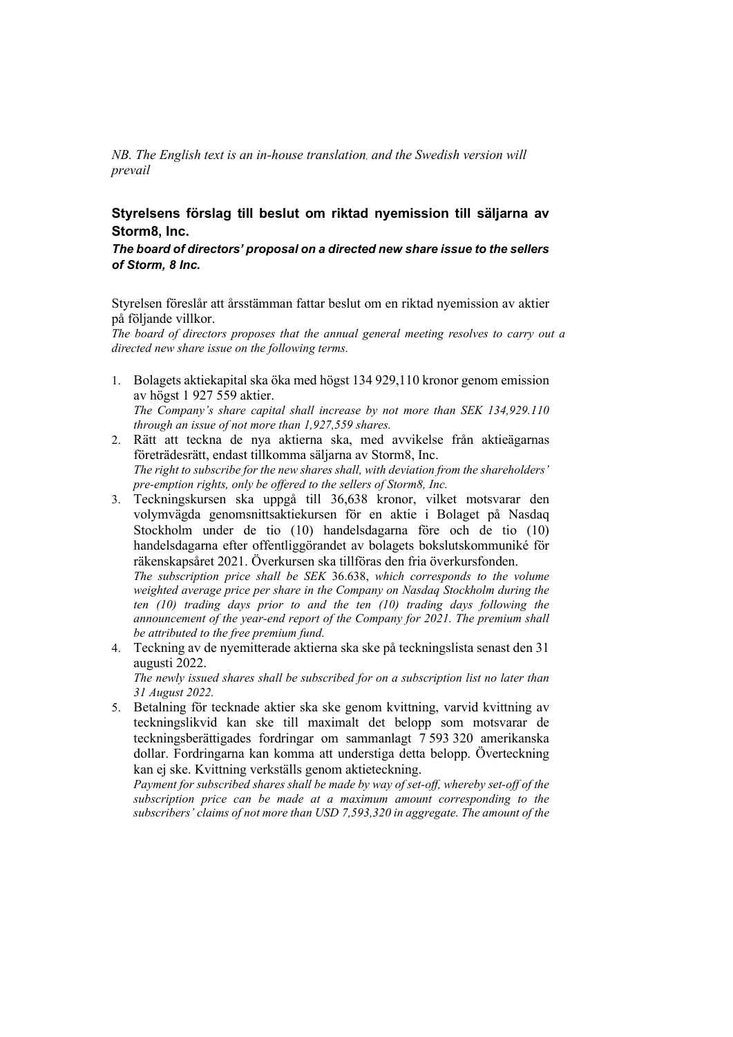*NB. The English text is an in-house translation, and the Swedish version will prevail*

## Styrelsens förslag till beslut om riktad nyemission till säljarna av Storm8, Inc.

***The board of directors' proposal on a directed new share issue to the sellers of Storm, 8 Inc.***

Styrelsen föreslår att årsstämman fattar beslut om en riktad nyemission av aktier på följande villkor.

*The board of directors proposes that the annual general meeting resolves to carry out a directed new share issue on the following terms.*

1. Bolagets aktiekapital ska öka med högst 134 929,110 kronor genom emission av högst 1 927 559 aktier.
   *The Company's share capital shall increase by not more than SEK 134,929.110 through an issue of not more than 1,927,559 shares.*
2. Rätt att teckna de nya aktierna ska, med avvikelse från aktieägarnas företrädesrätt, endast tillkomma säljarna av Storm8, Inc.
   *The right to subscribe for the new shares shall, with deviation from the shareholders' pre-emption rights, only be offered to the sellers of Storm8, Inc.*
3. Teckningskursen ska uppgå till 36,638 kronor, vilket motsvarar den volymvägda genomsnittsaktiekursen för en aktie i Bolaget på Nasdaq Stockholm under de tio (10) handelsdagarna före och de tio (10) handelsdagarna efter offentliggörandet av bolagets bokslutskommuniké för räkenskapsåret 2021. Överkursen ska tillföras den fria överkursfonden.
   *The subscription price shall be SEK* 36.638, *which corresponds to the volume weighted average price per share in the Company on Nasdaq Stockholm during the ten (10) trading days prior to and the ten (10) trading days following the announcement of the year-end report of the Company for 2021. The premium shall be attributed to the free premium fund.*
4. Teckning av de nyemitterade aktierna ska ske på teckningslista senast den 31 augusti 2022.
   *The newly issued shares shall be subscribed for on a subscription list no later than 31 August 2022.*
5. Betalning för tecknade aktier ska ske genom kvittning, varvid kvittning av teckningslikvid kan ske till maximalt det belopp som motsvarar de teckningsberättigades fordringar om sammanlagt 7 593 320 amerikanska dollar. Fordringarna kan komma att understiga detta belopp. Överteckning kan ej ske. Kvittning verkställs genom aktieteckning.
   *Payment for subscribed shares shall be made by way of set-off, whereby set-off of the subscription price can be made at a maximum amount corresponding to the subscribers' claims of not more than USD 7,593,320 in aggregate. The amount of the*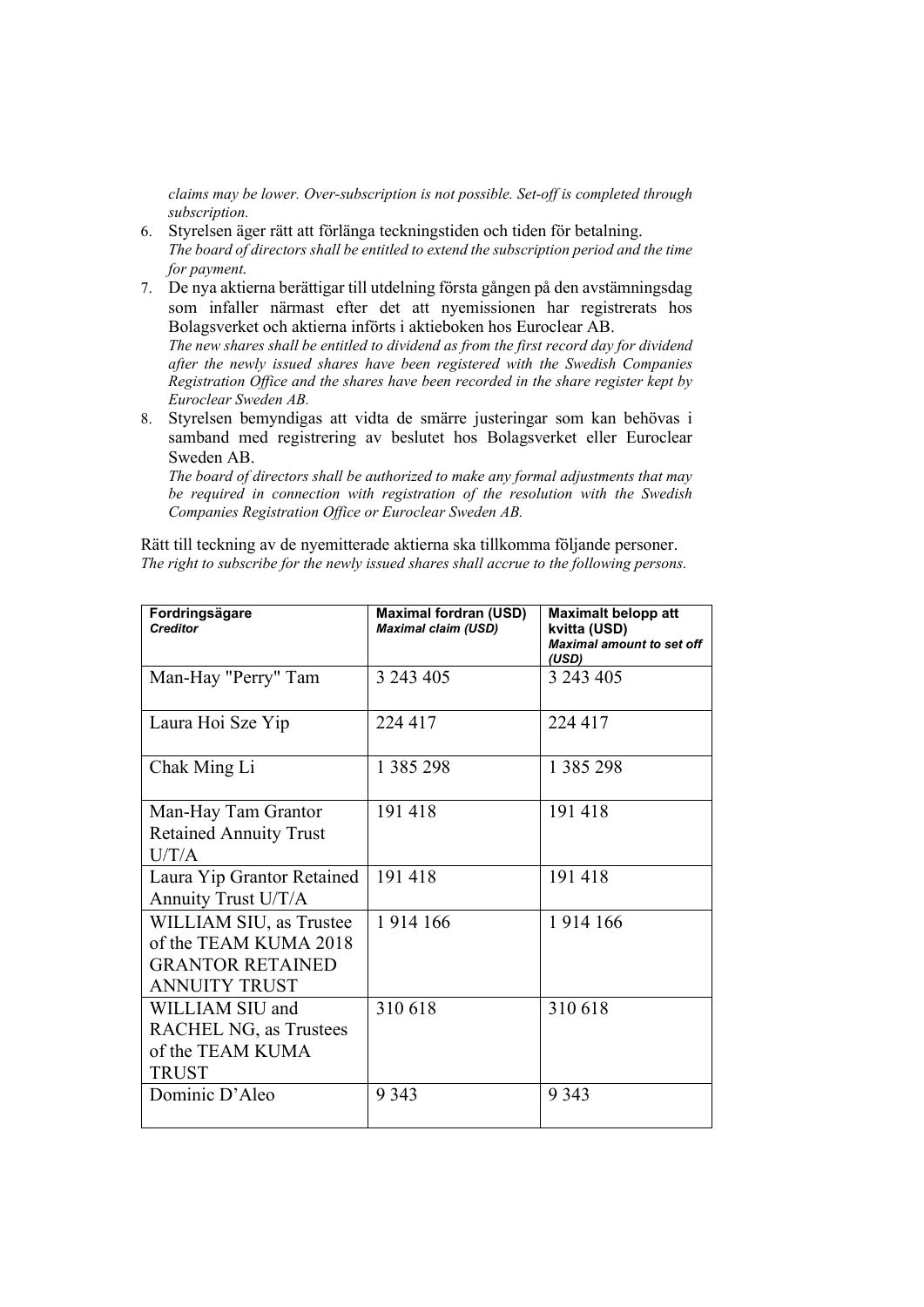*claims may be lower. Over-subscription is not possible. Set-off is completed through subscription.*

6. Styrelsen äger rätt att förlänga teckningstiden och tiden för betalning.
   *The board of directors shall be entitled to extend the subscription period and the time for payment.*
7. De nya aktierna berättigar till utdelning första gången på den avstämningsdag som infaller närmast efter det att nyemissionen har registrerats hos Bolagsverket och aktierna införts i aktieboken hos Euroclear AB.
   *The new shares shall be entitled to dividend as from the first record day for dividend after the newly issued shares have been registered with the Swedish Companies Registration Office and the shares have been recorded in the share register kept by Euroclear Sweden AB.*
8. Styrelsen bemyndigas att vidta de smärre justeringar som kan behövas i samband med registrering av beslutet hos Bolagsverket eller Euroclear Sweden AB.
   *The board of directors shall be authorized to make any formal adjustments that may be required in connection with registration of the resolution with the Swedish Companies Registration Office or Euroclear Sweden AB.*

Rätt till teckning av de nyemitterade aktierna ska tillkomma följande personer.
*The right to subscribe for the newly issued shares shall accrue to the following persons.*

| **Fordringsägare** *Creditor* | **Maximal fordran (USD)** *Maximal claim (USD)* | **Maximalt belopp att kvitta (USD)** *Maximal amount to set off (USD)* |
|---|---|---|
| Man-Hay "Perry" Tam | 3 243 405 | 3 243 405 |
| Laura Hoi Sze Yip | 224 417 | 224 417 |
| Chak Ming Li | 1 385 298 | 1 385 298 |
| Man-Hay Tam Grantor Retained Annuity Trust U/T/A | 191 418 | 191 418 |
| Laura Yip Grantor Retained Annuity Trust U/T/A | 191 418 | 191 418 |
| WILLIAM SIU, as Trustee of the TEAM KUMA 2018 GRANTOR RETAINED ANNUITY TRUST | 1 914 166 | 1 914 166 |
| WILLIAM SIU and RACHEL NG, as Trustees of the TEAM KUMA TRUST | 310 618 | 310 618 |
| Dominic D'Aleo | 9 343 | 9 343 |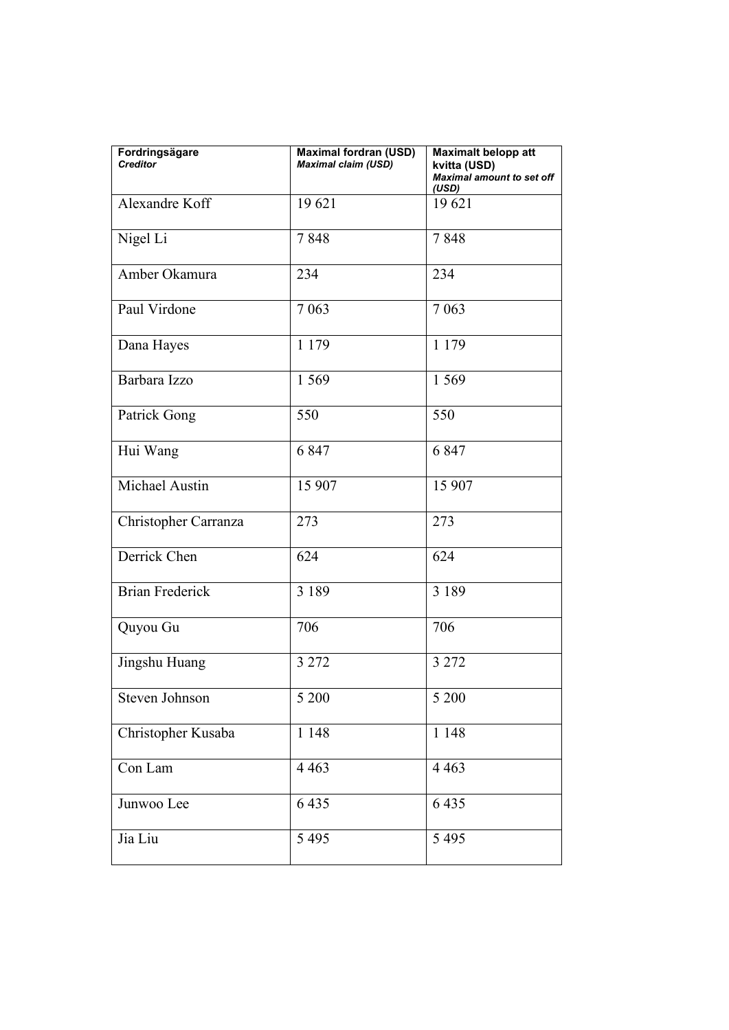| Fordringsägare<br>*Creditor* | Maximal fordran (USD)<br>*Maximal claim (USD)* | Maximalt belopp att kvitta (USD)<br>*Maximal amount to set off (USD)* |
|---|---|---|
| Alexandre Koff | 19 621 | 19 621 |
| Nigel Li | 7 848 | 7 848 |
| Amber Okamura | 234 | 234 |
| Paul Virdone | 7 063 | 7 063 |
| Dana Hayes | 1 179 | 1 179 |
| Barbara Izzo | 1 569 | 1 569 |
| Patrick Gong | 550 | 550 |
| Hui Wang | 6 847 | 6 847 |
| Michael Austin | 15 907 | 15 907 |
| Christopher Carranza | 273 | 273 |
| Derrick Chen | 624 | 624 |
| Brian Frederick | 3 189 | 3 189 |
| Quyou Gu | 706 | 706 |
| Jingshu Huang | 3 272 | 3 272 |
| Steven Johnson | 5 200 | 5 200 |
| Christopher Kusaba | 1 148 | 1 148 |
| Con Lam | 4 463 | 4 463 |
| Junwoo Lee | 6 435 | 6 435 |
| Jia Liu | 5 495 | 5 495 |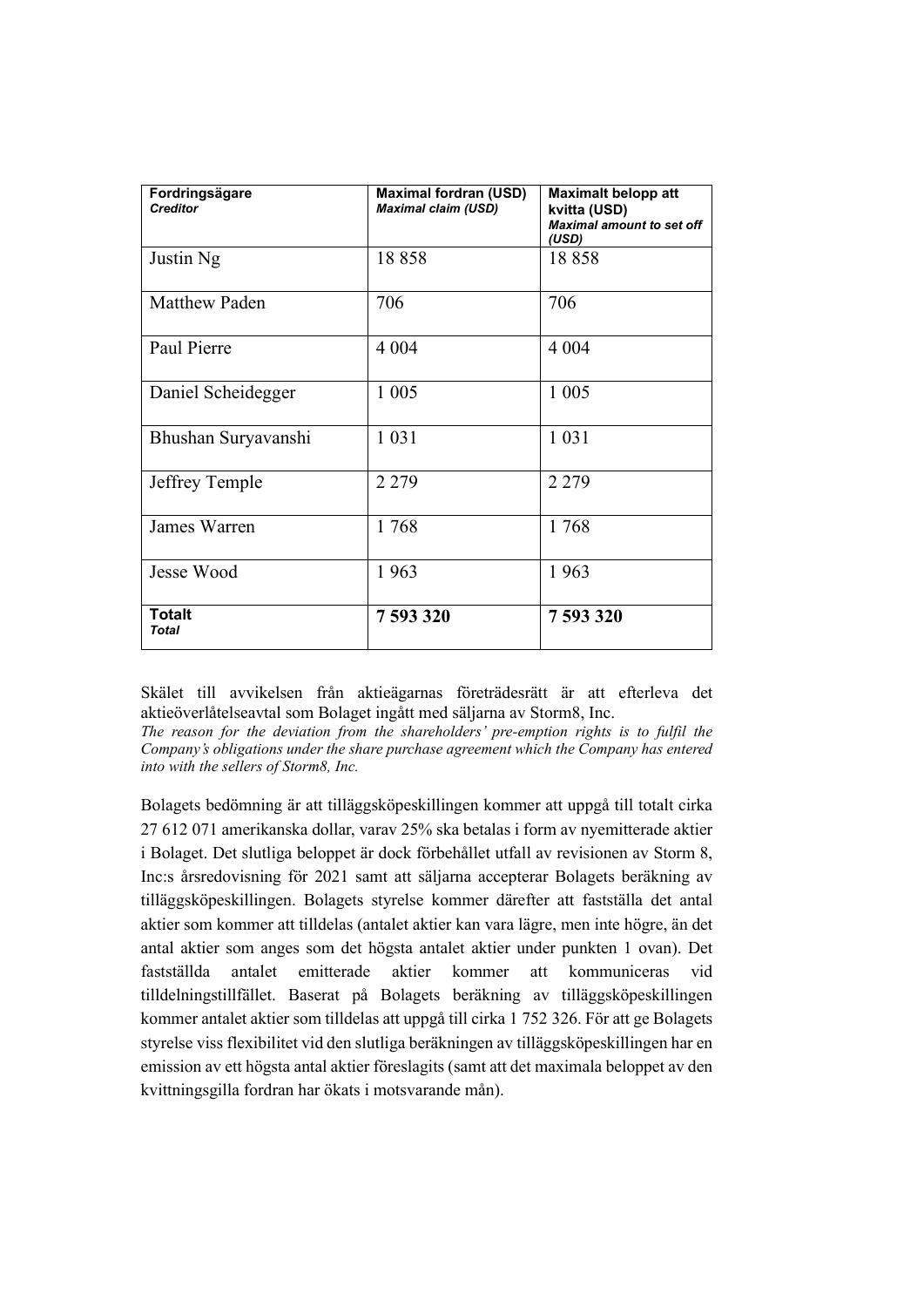| Fordringsägare<br>*Creditor* | Maximal fordran (USD)<br>*Maximal claim (USD)* | Maximalt belopp att kvitta (USD)<br>*Maximal amount to set off (USD)* |
|---|---|---|
| Justin Ng | 18 858 | 18 858 |
| Matthew Paden | 706 | 706 |
| Paul Pierre | 4 004 | 4 004 |
| Daniel Scheidegger | 1 005 | 1 005 |
| Bhushan Suryavanshi | 1 031 | 1 031 |
| Jeffrey Temple | 2 279 | 2 279 |
| James Warren | 1 768 | 1 768 |
| Jesse Wood | 1 963 | 1 963 |
| **Totalt**<br>***Total*** | **7 593 320** | **7 593 320** |

Skälet till avvikelsen från aktieägarnas företrädesrätt är att efterleva det aktieöverlåtelseavtal som Bolaget ingått med säljarna av Storm8, Inc.
*The reason for the deviation from the shareholders' pre-emption rights is to fulfil the Company's obligations under the share purchase agreement which the Company has entered into with the sellers of Storm8, Inc.*

Bolagets bedömning är att tilläggsköpeskillingen kommer att uppgå till totalt cirka 27 612 071 amerikanska dollar, varav 25% ska betalas i form av nyemitterade aktier i Bolaget. Det slutliga beloppet är dock förbehållet utfall av revisionen av Storm 8, Inc:s årsredovisning för 2021 samt att säljarna accepterar Bolagets beräkning av tilläggsköpeskillingen. Bolagets styrelse kommer därefter att fastställa det antal aktier som kommer att tilldelas (antalet aktier kan vara lägre, men inte högre, än det antal aktier som anges som det högsta antalet aktier under punkten 1 ovan). Det fastställda antalet emitterade aktier kommer att kommuniceras vid tilldelningstillfället. Baserat på Bolagets beräkning av tilläggsköpeskillingen kommer antalet aktier som tilldelas att uppgå till cirka 1 752 326. För att ge Bolagets styrelse viss flexibilitet vid den slutliga beräkningen av tilläggsköpeskillingen har en emission av ett högsta antal aktier föreslagits (samt att det maximala beloppet av den kvittningsgilla fordran har ökats i motsvarande mån).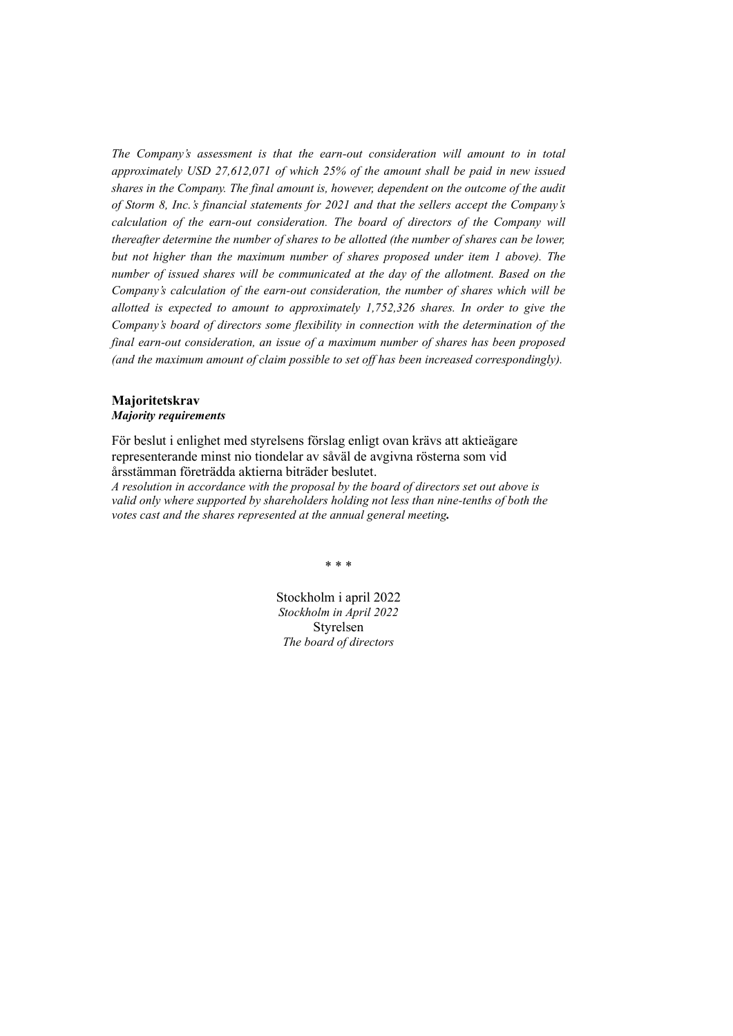*The Company's assessment is that the earn-out consideration will amount to in total approximately USD 27,612,071 of which 25% of the amount shall be paid in new issued shares in the Company. The final amount is, however, dependent on the outcome of the audit of Storm 8, Inc.'s financial statements for 2021 and that the sellers accept the Company's calculation of the earn-out consideration. The board of directors of the Company will thereafter determine the number of shares to be allotted (the number of shares can be lower, but not higher than the maximum number of shares proposed under item 1 above). The number of issued shares will be communicated at the day of the allotment. Based on the Company's calculation of the earn-out consideration, the number of shares which will be allotted is expected to amount to approximately 1,752,326 shares. In order to give the Company's board of directors some flexibility in connection with the determination of the final earn-out consideration, an issue of a maximum number of shares has been proposed (and the maximum amount of claim possible to set off has been increased correspondingly).*

**Majoritetskrav**
***Majority requirements***

För beslut i enlighet med styrelsens förslag enligt ovan krävs att aktieägare representerande minst nio tiondelar av såväl de avgivna rösterna som vid årsstämman företrädda aktierna biträder beslutet.
*A resolution in accordance with the proposal by the board of directors set out above is valid only where supported by shareholders holding not less than nine-tenths of both the votes cast and the shares represented at the annual general meeting.*

\* \* \*

Stockholm i april 2022
*Stockholm in April 2022*
Styrelsen
*The board of directors*